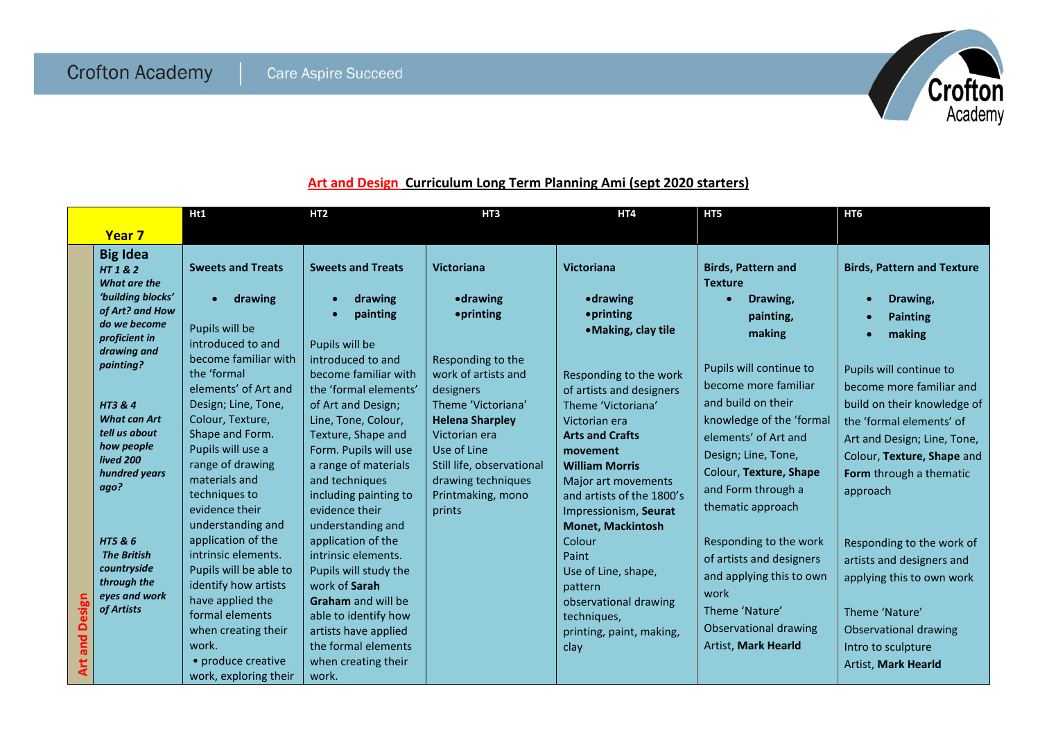Crofton Academy | Care Aspire Succeed

## Art and Design Curriculum Long Term Planning Ami (sept 2020 starters)

| Year 7 | Ht1 | HT2 | HT3 | HT4 | HT5 | HT6 |
|---|---|---|---|---|---|---|
| **Art and Design** **Big Idea** ***HT 1 & 2 What are the 'building blocks' of Art? and How do we become proficient in drawing and painting?*** ***HT3 & 4 What can Art tell us about how people lived 200 hundred years ago?*** ***HT5 & 6 The British countryside through the eyes and work of Artists*** | **Sweets and Treats** <br>• **drawing** <br>Pupils will be introduced to and become familiar with the 'formal elements' of Art and Design; Line, Tone, Colour, Texture, Shape and Form. Pupils will use a range of drawing materials and techniques to evidence their understanding and application of the intrinsic elements. Pupils will be able to identify how artists have applied the formal elements when creating their work. <br>• produce creative work, exploring their | **Sweets and Treats** <br>• **drawing** <br>• **painting** <br>Pupils will be introduced to and become familiar with the 'formal elements' of Art and Design; Line, Tone, Colour, Texture, Shape and Form. Pupils will use a range of materials and techniques including painting to evidence their understanding and application of the intrinsic elements. Pupils will study the work of **Sarah Graham** and will be able to identify how artists have applied the formal elements when creating their work. | **Victoriana** <br>•**drawing** <br>•**printing** <br>Responding to the work of artists and designers <br>Theme 'Victoriana' <br>**Helena Sharpley** <br>Victorian era <br>Use of Line <br>Still life, observational drawing techniques <br>Printmaking, mono prints | **Victoriana** <br>•**drawing** <br>•**printing** <br>•**Making, clay tile** <br>Responding to the work of artists and designers <br>Theme 'Victoriana' <br>Victorian era <br>**Arts and Crafts movement** <br>**William Morris** <br>Major art movements and artists of the 1800's <br>Impressionism, **Seurat Monet, Mackintosh** <br>Colour <br>Paint <br>Use of Line, shape, pattern <br>observational drawing techniques, <br>printing, paint, making, clay | **Birds, Pattern and Texture** <br>• **Drawing, painting, making** <br>Pupils will continue to become more familiar and build on their knowledge of the 'formal elements' of Art and Design; Line, Tone, Colour, **Texture, Shape** and Form through a thematic approach <br>Responding to the work of artists and designers and applying this to own work <br>Theme 'Nature' <br>Observational drawing <br>Artist, **Mark Hearld** | **Birds, Pattern and Texture** <br>• **Drawing,** <br>• **Painting** <br>• **making** <br>Pupils will continue to become more familiar and build on their knowledge of the 'formal elements' of Art and Design; Line, Tone, Colour, **Texture, Shape** and **Form** through a thematic approach <br>Responding to the work of artists and designers and applying this to own work <br>Theme 'Nature' <br>Observational drawing <br>Intro to sculpture <br>Artist, **Mark Hearld** |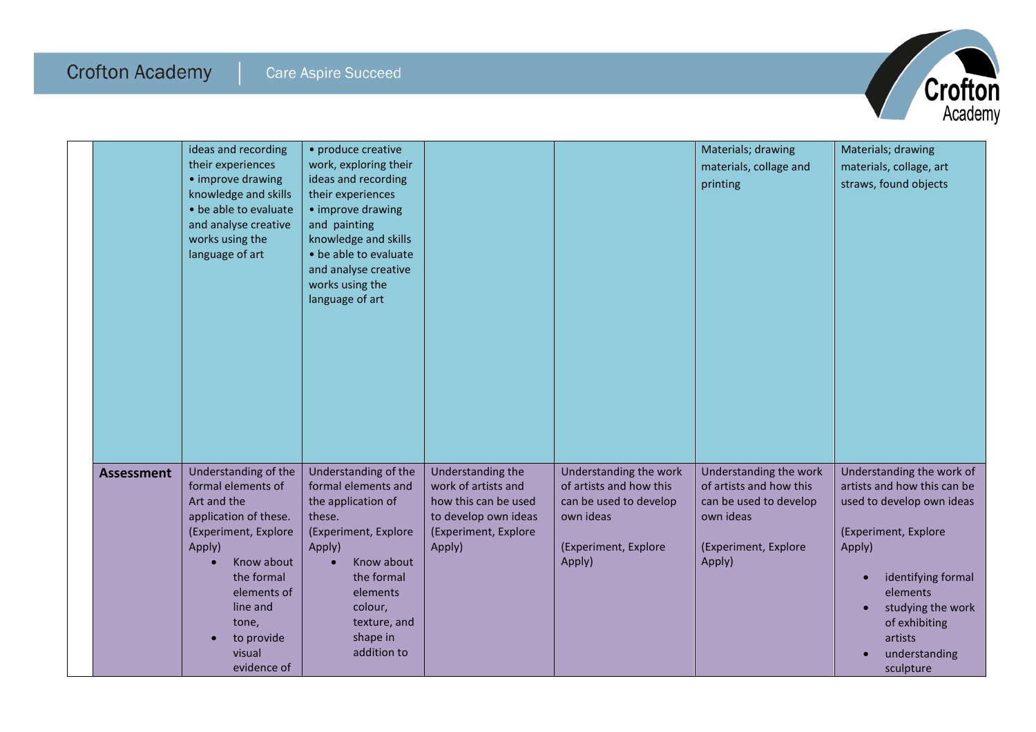| | | | | | | | |
|---|---|---|---|---|---|---|---|
| | | ideas and recording their experiences<br>• improve drawing knowledge and skills<br>• be able to evaluate and analyse creative works using the language of art | • produce creative work, exploring their ideas and recording their experiences<br>• improve drawing and painting knowledge and skills<br>• be able to evaluate and analyse creative works using the language of art | | | Materials; drawing materials, collage and printing | Materials; drawing materials, collage, art straws, found objects |
| | **Assessment** | Understanding of the formal elements of Art and the application of these. (Experiment, Explore Apply)<br>• Know about the formal elements of line and tone,<br>• to provide visual evidence of | Understanding of the formal elements and the application of these. (Experiment, Explore Apply)<br>• Know about the formal elements colour, texture, and shape in addition to | Understanding the work of artists and how this can be used to develop own ideas (Experiment, Explore Apply) | Understanding the work of artists and how this can be used to develop own ideas<br><br>(Experiment, Explore Apply) | Understanding the work of artists and how this can be used to develop own ideas<br><br>(Experiment, Explore Apply) | Understanding the work of artists and how this can be used to develop own ideas<br><br>(Experiment, Explore Apply)<br>• identifying formal elements<br>• studying the work of exhibiting artists<br>• understanding sculpture |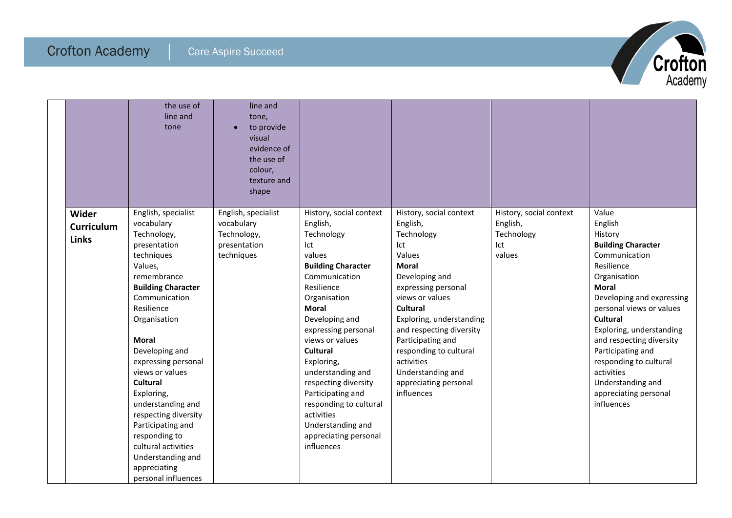| | | | | | | | |
|---|---|---|---|---|---|---|---|
| | | the use of line and tone | line and tone, • to provide visual evidence of the use of colour, texture and shape | | | | |
| | **Wider Curriculum Links** | English, specialist vocabulary Technology, presentation techniques Values, remembrance **Building Character** Communication Resilience Organisation **Moral** Developing and expressing personal views or values **Cultural** Exploring, understanding and respecting diversity Participating and responding to cultural activities Understanding and appreciating personal influences | English, specialist vocabulary Technology, presentation techniques | History, social context English, Technology Ict values **Building Character** Communication Resilience Organisation **Moral** Developing and expressing personal views or values **Cultural** Exploring, understanding and respecting diversity Participating and responding to cultural activities Understanding and appreciating personal influences | History, social context English, Technology Ict Values **Moral** Developing and expressing personal views or values **Cultural** Exploring, understanding and respecting diversity Participating and responding to cultural activities Understanding and appreciating personal influences | History, social context English, Technology Ict values | Value English History **Building Character** Communication Resilience Organisation **Moral** Developing and expressing personal views or values **Cultural** Exploring, understanding and respecting diversity Participating and responding to cultural activities Understanding and appreciating personal influences |